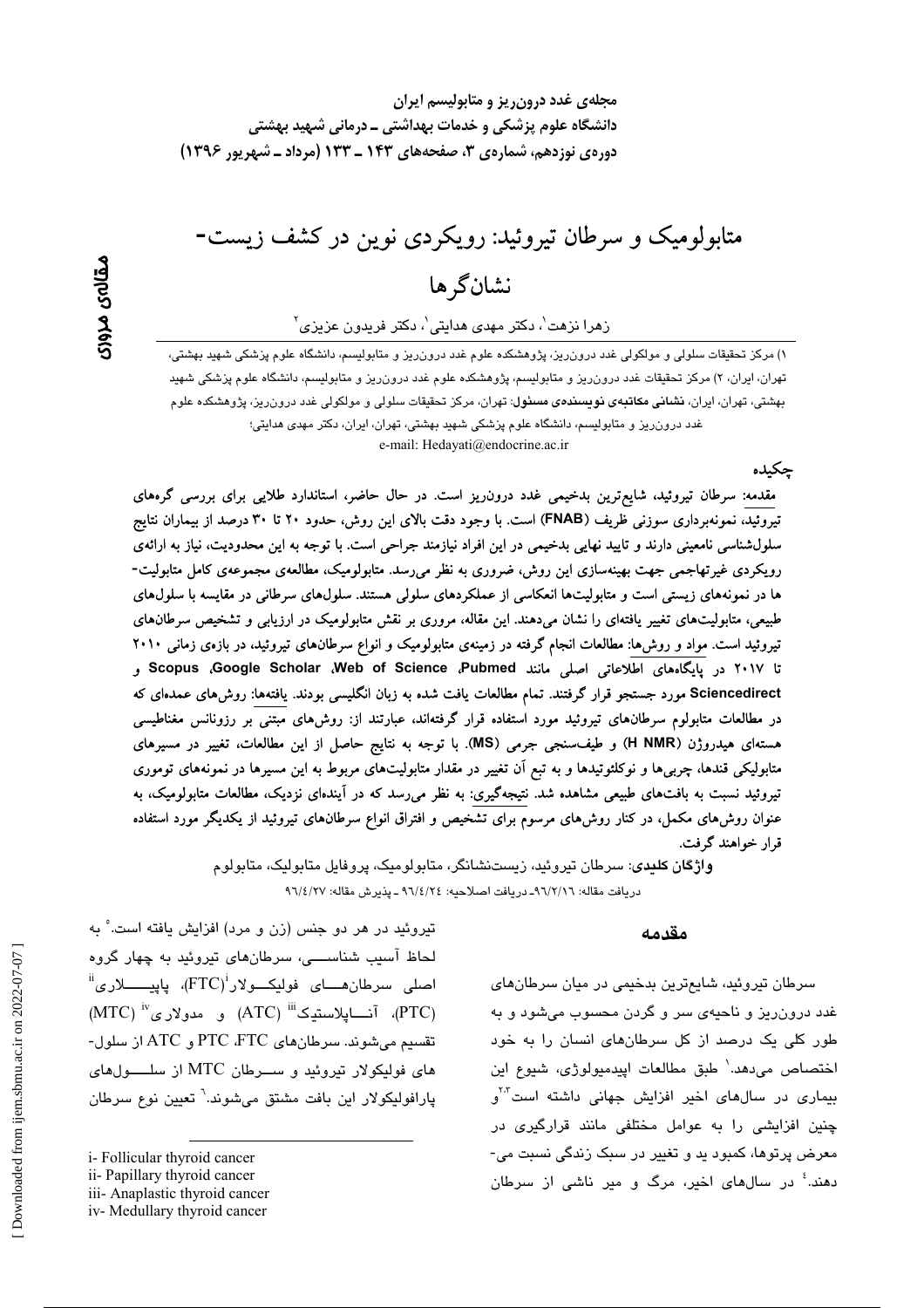مجله‌ی غدد درون‌ریز و متابولیسم ایران
دانشگاه علوم پزشکی و خدمات بهداشتی ـ درمانی شهید بهشتی
دوره‌ی نوزدهم، شماره‌ی ۳، صفحه‌های ۱۴۳ ـ ۱۳۳ (مرداد ـ شهریور ۱۳۹۶)

مقاله‌ی مروری

# متابولومیک و سرطان تیروئید: رویکردی نوین در کشف زیست‌نشانگرها

زهرا نزهت[۱]، دکتر مهدی هدایتی[۱]، دکتر فریدون عزیزی[۲]

۱) مرکز تحقیقات سلولی و مولکولی غدد درون‌ریز، پژوهشکده علوم غدد درون‌ریز و متابولیسم، دانشگاه علوم پزشکی شهید بهشتی، تهران، ایران، ۲) مرکز تحقیقات غدد درون‌ریز و متابولیسم، پژوهشکده علوم غدد درون‌ریز و متابولیسم، دانشگاه علوم پزشکی شهید بهشتی، تهران، ایران، **نشانی مکاتبه‌ی نویسنده‌ی مسئول:** تهران، مرکز تحقیقات سلولی و مولکولی غدد درون‌ریز، پژوهشکده علوم غدد درون‌ریز و متابولیسم، دانشگاه علوم پزشکی شهید بهشتی، تهران، ایران، دکتر مهدی هدایتی؛
e-mail: Hedayati@endocrine.ac.ir

## چکیده

**مقدمه:** سرطان تیروئید، شایع‌ترین بدخیمی غدد درون‌ریز است. در حال حاضر، استاندارد طلایی برای بررسی گره‌های تیروئید، نمونه‌برداری سوزنی ظریف (**FNAB**) است. با وجود دقت بالای این روش، حدود ۲۰ تا ۳۰ درصد از بیماران نتایج سلول‌شناسی نامعینی دارند و تایید نهایی بدخیمی در این افراد نیازمند جراحی است. با توجه به این محدودیت، نیاز به ارائه‌ی رویکردی غیرتهاجمی جهت بهینه‌سازی این روش، ضروری به نظر می‌رسد. متابولومیک، مطالعه‌ی مجموعه‌ی کامل متابولیت‌ها در نمونه‌های زیستی است و متابولیت‌ها انعکاسی از عملکردهای سلولی هستند. سلول‌های سرطانی در مقایسه با سلول‌های طبیعی، متابولیت‌های تغییر یافته‌ای را نشان می‌دهند. این مقاله، مروری بر نقش متابولومیک در ارزیابی و تشخیص سرطان‌های تیروئید است. **مواد و روش‌ها:** مطالعات انجام گرفته در زمینه‌ی متابولومیک و انواع سرطان‌های تیروئید، در بازه‌ی زمانی ۲۰۱۰ تا ۲۰۱۷ در پایگاه‌های اطلاعاتی اصلی مانند **Pubmed**، **Web of Science**، **Google Scholar**، **Scopus** و **Sciencedirect** مورد جستجو قرار گرفتند. تمام مطالعات یافت شده به زبان انگلیسی بودند. **یافته‌ها:** روش‌های عمده‌ای که در مطالعات متابولوم سرطان‌های تیروئید مورد استفاده قرار گرفته‌اند، عبارتند از: روش‌های مبتنی بر رزونانس مغناطیسی هسته‌ای هیدروژن (**H NMR**) و طیف‌سنجی جرمی (**MS**). با توجه به نتایج حاصل از این مطالعات، تغییر در مسیرهای متابولیکی قندها، چربی‌ها و نوکلئوتیدها و به تبع آن تغییر در مقدار متابولیت‌های مربوط به این مسیرها در نمونه‌های توموری تیروئید نسبت به بافت‌های طبیعی مشاهده شد. **نتیجه‌گیری:** به نظر می‌رسد که در آینده‌ای نزدیک، مطالعات متابولومیک، به عنوان روش‌های مکمل، در کنار روش‌های مرسوم برای تشخیص و افتراق انواع سرطان‌های تیروئید از یکدیگر مورد استفاده قرار خواهند گرفت.

**واژگان کلیدی**: سرطان تیروئید، زیست‌نشانگر، متابولومیک، پروفایل متابولیک، متابولوم

دریافت مقاله: ۹۶/۲/۱۶ـ دریافت اصلاحیه: ۹۶/۴/۲۴ ـ پذیرش مقاله: ۹۶/۴/۲۷

## مقدمه

سرطان تیروئید، شایع‌ترین بدخیمی در میان سرطان‌های غدد درون‌ریز و ناحیه‌ی سر و گردن محسوب می‌شود و به طور کلی یک درصد از کل سرطان‌های انسان را به خود اختصاص می‌دهد.[۱] طبق مطالعات اپیدمیولوژی، شیوع این بیماری در سال‌های اخیر افزایش جهانی داشته است[۲،۳] و چنین افزایشی را به عوامل مختلفی مانند قرارگیری در معرض پرتوها، کمبود ید و تغییر در سبک زندگی نسبت می‌دهند.[۴] در سال‌های اخیر، مرگ و میر ناشی از سرطان تیروئید در هر دو جنس (زن و مرد) افزایش یافته است.[۵] به لحاظ آسیب شناسی، سرطان‌های تیروئید به چهار گروه اصلی سرطان‌های فولیکولار[i](FTC)، پاپیلاری[ii] (PTC)، آناپلاستیک[iii] (ATC) و مدولاری[iv] (MTC) تقسیم می‌شوند. سرطان‌های PTC ،FTC و ATC از سلول‌های فولیکولار تیروئید و سرطان MTC از سلول‌های پارافولیکولار این بافت مشتق می‌شوند.[۶] تعیین نوع سرطان

i- Follicular thyroid cancer
ii- Papillary thyroid cancer
iii- Anaplastic thyroid cancer
iv- Medullary thyroid cancer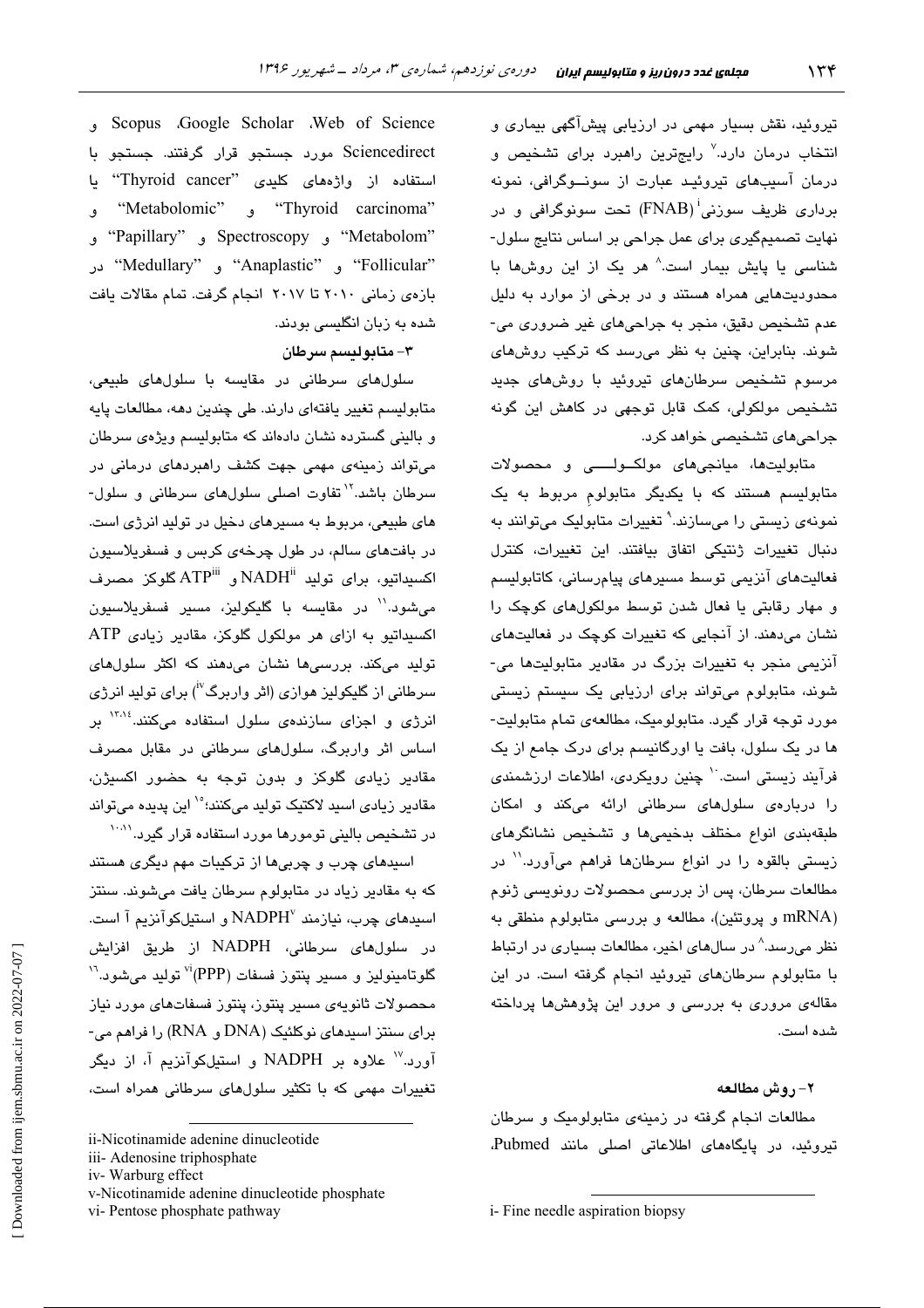تیروئید، نقش بسیار مهمی در ارزیابی پیش‌آگهی بیماری و انتخاب درمان دارد.[7] رایج‌ترین راهبرد برای تشخیص و درمان آسیب‌های تیروئید عبارت از سونوگرافی، نمونه برداری ظریف سوزنی[i] (FNAB) تحت سونوگرافی و در نهایت تصمیم‌گیری برای عمل جراحی بر اساس نتایج سلول‌شناسی یا پایش بیمار است.[8] هر یک از این روش‌ها با محدودیت‌هایی همراه هستند و در برخی از موارد به دلیل عدم تشخیص دقیق، منجر به جراحی‌های غیر ضروری می‌شوند. بنابراین، چنین به نظر می‌رسد که ترکیب روش‌های مرسوم تشخیص سرطان‌های تیروئید با روش‌های جدید تشخیص مولکولی، کمک قابل توجهی در کاهش این گونه جراحی‌های تشخیصی خواهد کرد.

متابولیت‌ها، میانجی‌های مولکولی و محصولات متابولیسم هستند که با یکدیگر متابولوم مربوط به یک نمونه‌ی زیستی را می‌سازند.[9] تغییرات متابولیک می‌توانند به دنبال تغییرات ژنتیکی اتفاق بیافتند. این تغییرات، کنترل فعالیت‌های آنزیمی توسط مسیرهای پیام‌رسانی، کاتابولیسم و مهار رقابتی یا فعال شدن توسط مولکول‌های کوچک را نشان می‌دهند. از آنجایی که تغییرات کوچک در فعالیت‌های آنزیمی منجر به تغییرات بزرگ در مقادیر متابولیت‌ها می‌شوند، متابولوم می‌تواند برای ارزیابی یک سیستم زیستی مورد توجه قرار گیرد. متابولومیک، مطالعه‌ی تمام متابولیت‌ها در یک سلول، بافت یا اورگانیسم برای درک جامع از یک فرآیند زیستی است.[10] چنین رویکردی، اطلاعات ارزشمندی را درباره‌ی سلول‌های سرطانی ارائه می‌کند و امکان طبقه‌بندی انواع مختلف بدخیمی‌ها و تشخیص نشانگرهای زیستی بالقوه را در انواع سرطان‌ها فراهم می‌آورد.[11] در مطالعات سرطان، پس از بررسی محصولات رونویسی ژنوم (mRNA و پروتئین)، مطالعه و بررسی متابولوم منطقی به نظر می‌رسد.[8] در سال‌های اخیر، مطالعات بسیاری در ارتباط با متابولوم سرطان‌های تیروئید انجام گرفته است. در این مقاله‌ی مروری به بررسی و مرور این پژوهش‌ها پرداخته شده است.

## ۲- روش مطالعه

مطالعات انجام گرفته در زمینه‌ی متابولومیک و سرطان تیروئید، در پایگاه‌های اطلاعاتی اصلی مانند Pubmed، Web of Science، Google Scholar، Scopus و Sciencedirect مورد جستجو قرار گرفتند. جستجو با استفاده از واژه‌های کلیدی "Thyroid cancer" یا "Thyroid carcinoma" و "Metabolomic" و "Metabolom" و Spectroscopy و "Papillary" و "Follicular" و "Anaplastic" و "Medullary" در بازه‌ی زمانی ۲۰۱۰ تا ۲۰۱۷ انجام گرفت. تمام مقالات یافت شده به زبان انگلیسی بودند.

## ۳- متابولیسم سرطان

سلول‌های سرطانی در مقایسه با سلول‌های طبیعی، متابولیسم تغییر یافته‌ای دارند. طی چندین دهه، مطالعات پایه و بالینی گسترده نشان داده‌اند که متابولیسم ویژه‌ی سرطان می‌تواند زمینه‌ی مهمی جهت کشف راهبردهای درمانی در سرطان باشد.[12] تفاوت اصلی سلول‌های سرطانی و سلول‌های طبیعی، مربوط به مسیرهای دخیل در تولید انرژی است. در بافت‌های سالم، در طول چرخه‌ی کربس و فسفریلاسیون اکسیداتیو، برای تولید NADH[ii] و ATP[iii] گلوکز مصرف می‌شود.[11] در مقایسه با گلیکولیز، مسیر فسفریلاسیون اکسیداتیو به ازای هر مولکول گلوکز، مقادیر زیادی ATP تولید می‌کند. بررسی‌ها نشان می‌دهند که اکثر سلول‌های سرطانی از گلیکولیز هوازی (اثر واربرگ[iv]) برای تولید انرژی انرژی و اجزای سازنده‌ی سلول استفاده می‌کنند.[13,14] بر اساس اثر واربرگ، سلول‌های سرطانی در مقابل مصرف مقادیر زیادی گلوکز و بدون توجه به حضور اکسیژن، مقادیر زیادی اسید لاکتیک تولید می‌کنند؛[15] این پدیده می‌تواند در تشخیص بالینی تومورها مورد استفاده قرار گیرد.[10,11]

اسیدهای چرب و چربی‌ها از ترکیبات مهم دیگری هستند که به مقادیر زیاد در متابولوم سرطان یافت می‌شوند. سنتز اسیدهای چرب، نیازمند NADPH[v] و استیل‌کوآنزیم آ است. در سلول‌های سرطانی، NADPH از طریق افزایش گلوتامینولیز و مسیر پنتوز فسفات (PPP)[vi] تولید می‌شود.[16] محصولات ثانویه‌ی مسیر پنتوز، پنتوز فسفات‌های مورد نیاز برای سنتز اسیدهای نوکلئیک (DNA و RNA) را فراهم می‌آورد.[17] علاوه بر NADPH و استیل‌کوآنزیم آ، از دیگر تغییرات مهمی که با تکثیر سلول‌های سرطانی همراه است،

---

i- Fine needle aspiration biopsy

ii-Nicotinamide adenine dinucleotide

iii- Adenosine triphosphate

iv- Warburg effect

v-Nicotinamide adenine dinucleotide phosphate

vi- Pentose phosphate pathway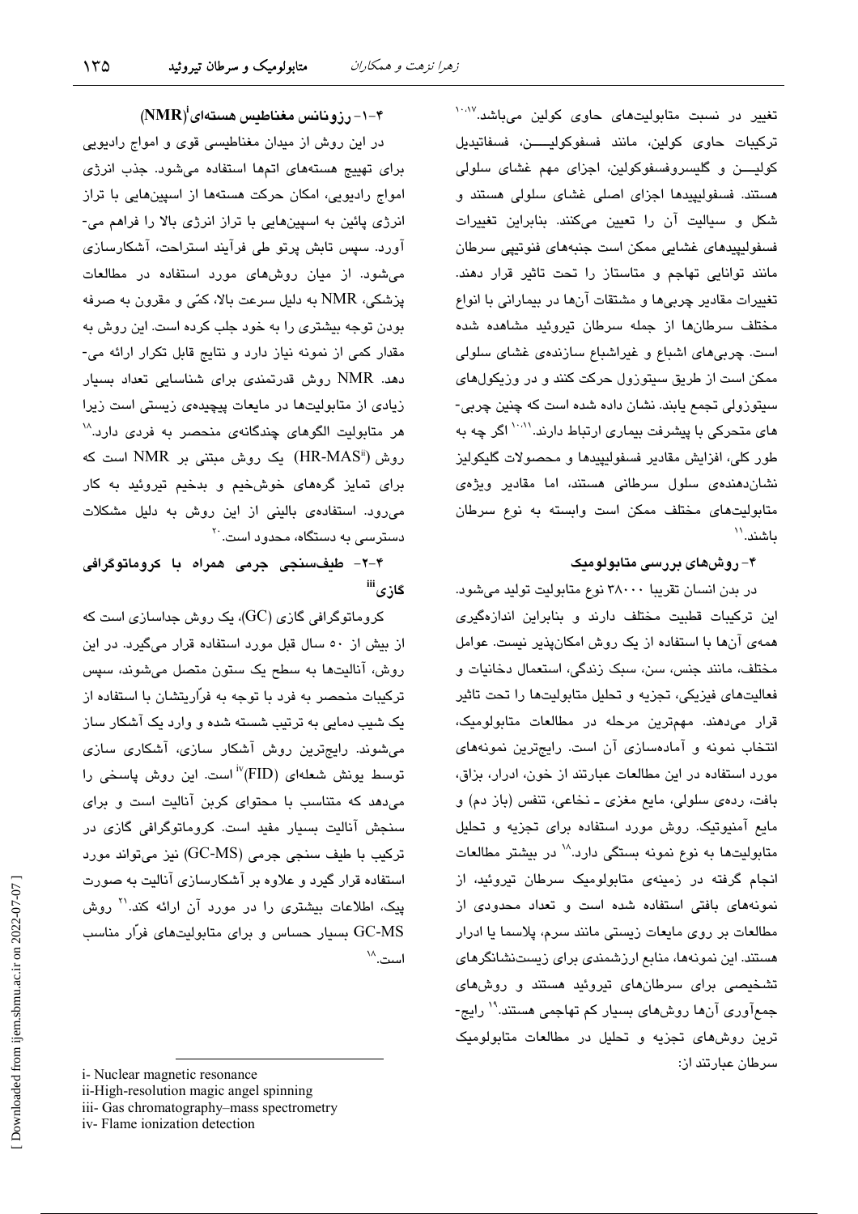تغییر در نسبت متابولیت‌های حاوی کولین می‌باشد.[10،17] ترکیبات حاوی کولین، مانند فسفوکولین، فسفاتیدیل کولین و گلیسروفسفوکولین، اجزای مهم غشای سلولی هستند. فسفولیپیدها اجزای اصلی غشای سلولی هستند و شکل و سیالیت آن را تعیین می‌کنند. بنابراین تغییرات فسفولیپیدهای غشایی ممکن است جنبه‌های فنوتیپی سرطان مانند توانایی تهاجم و متاستاز را تحت تاثیر قرار دهند. تغییرات مقادیر چربی‌ها و مشتقات آن‌ها در بیمارانی با انواع مختلف سرطان‌ها از جمله سرطان تیروئید مشاهده شده است. چربی‌های اشباع و غیراشباع سازنده‌ی غشای سلولی ممکن است از طریق سیتوزول حرکت کنند و در وزیکول‌های سیتوزولی تجمع یابند. نشان داده شده است که چنین چربی‌های متحرکی با پیشرفت بیماری ارتباط دارند.[10،11] اگر چه به طور کلی، افزایش مقادیر فسفولیپیدها و محصولات گلیکولیز نشان‌دهنده‌ی سلول سرطانی هستند، اما مقادیر ویژه‌ی متابولیت‌های مختلف ممکن است وابسته به نوع سرطان باشند.[11]

## ۴- روش‌های بررسی متابولومیک

در بدن انسان تقریبا ۳۸۰۰۰ نوع متابولیت تولید می‌شود. این ترکیبات قطبیت مختلف دارند و بنابراین اندازه‌گیری همه‌ی آن‌ها با استفاده از یک روش امکان‌پذیر نیست. عوامل مختلف، مانند جنس، سن، سبک زندگی، استعمال دخانیات و فعالیت‌های فیزیکی، تجزیه و تحلیل متابولیت‌ها را تحت تاثیر قرار می‌دهند. مهم‌ترین مرحله در مطالعات متابولومیک، انتخاب نمونه و آماده‌سازی آن است. رایج‌ترین نمونه‌های مورد استفاده در این مطالعات عبارتند از خون، ادرار، بزاق، بافت، رده‌ی سلولی، مایع مغزی ـ نخاعی، تنفس (باز دم) و مایع آمنیوتیک. روش مورد استفاده برای تجزیه و تحلیل متابولیت‌ها به نوع نمونه بستگی دارد.[18] در بیشتر مطالعات انجام گرفته در زمینه‌ی متابولومیک سرطان تیروئید، از نمونه‌های بافتی استفاده شده است و تعداد محدودی از مطالعات بر روی مایعات زیستی مانند سرم، پلاسما یا ادرار هستند. این نمونه‌ها، منابع ارزشمندی برای زیست‌نشانگرهای تشخیصی برای سرطان‌های تیروئید هستند و روش‌های جمع‌آوری آن‌ها روش‌های بسیار کم تهاجمی هستند.[19] رایج‌ترین روش‌های تجزیه و تحلیل در مطالعات متابولومیک سرطان عبارتند از:

### ۴-۱- رزونانس مغناطیس هسته‌ای(NMR)[i]

در این روش از میدان مغناطیسی قوی و امواج رادیویی برای تهییج هسته‌های اتم‌ها استفاده می‌شود. جذب انرژی امواج رادیویی، امکان حرکت هسته‌ها از اسپین‌هایی با تراز انرژی پائین به اسپین‌هایی با تراز انرژی بالا را فراهم می‌آورد. سپس تابش پرتو طی فرآیند استراحت، آشکارسازی می‌شود. از میان روش‌های مورد استفاده در مطالعات پزشکی، NMR به دلیل سرعت بالا، کمّی و مقرون به صرفه بودن توجه بیشتری را به خود جلب کرده است. این روش به مقدار کمی از نمونه نیاز دارد و نتایج قابل تکرار ارائه می‌دهد. NMR روش قدرتمندی برای شناسایی تعداد بسیار زیادی از متابولیت‌ها در مایعات پیچیده‌ی زیستی است زیرا هر متابولیت الگوهای چندگانه‌ی منحصر به فردی دارد.[18] روش (HR-MAS[ii]) یک روش مبتنی بر NMR است که برای تمایز گره‌های خوش‌خیم و بدخیم تیروئید به کار می‌رود. استفاده‌ی بالینی از این روش به دلیل مشکلات دسترسی به دستگاه، محدود است.[20]

### ۴-۲- طیف‌سنجی جرمی همراه با کروماتوگرافی گازی[iii]

کروماتوگرافی گازی (GC)، یک روش جداسازی است که از بیش از ۵۰ سال قبل مورد استفاده قرار می‌گیرد. در این روش، آنالیت‌ها به سطح یک ستون متصل می‌شوند، سپس ترکیبات منحصر به فرد با توجه به فرّاریتشان با استفاده از یک شیب دمایی به ترتیب شسته شده و وارد یک آشکار ساز می‌شوند. رایج‌ترین روش آشکار سازی، آشکاری سازی توسط یونش شعله‌ای (FID)[iv] است. این روش پاسخی را می‌دهد که متناسب با محتوای کربن آنالیت است و برای سنجش آنالیت بسیار مفید است. کروماتوگرافی گازی در ترکیب با طیف سنجی جرمی (GC-MS) نیز می‌تواند مورد استفاده قرار گیرد و علاوه بر آشکارسازی آنالیت به صورت پیک، اطلاعات بیشتری را در مورد آن ارائه کند.[21] روش GC-MS بسیار حساس و برای متابولیت‌های فرّار مناسب است.[18]

---

i- Nuclear magnetic resonance
ii-High-resolution magic angel spinning
iii- Gas chromatography–mass spectrometry
iv- Flame ionization detection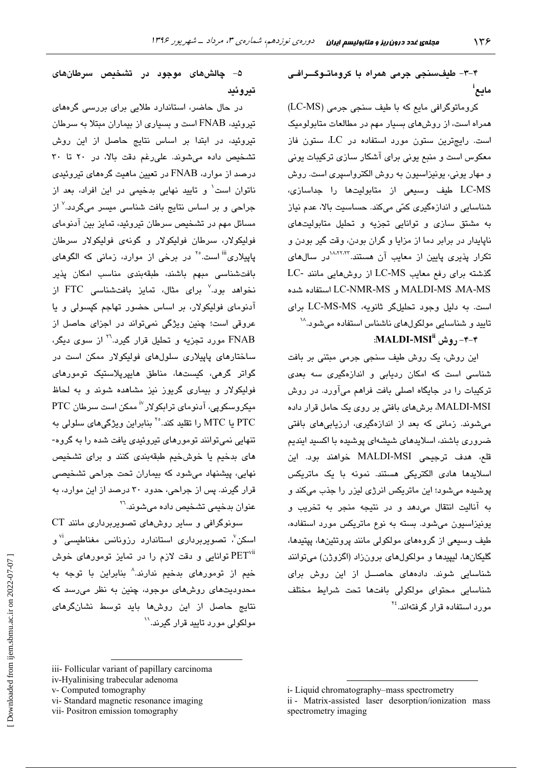### ۴-۳- طیف‌سنجی جرمی همراه با کروماتوگرافی مایع[i]

کروماتوگرافی مایع که با طیف سنجی جرمی (LC-MS) همراه است، از روش‌های بسیار مهم در مطالعات متابولومیک است. رایج‌ترین ستون مورد استفاده در LC، ستون فاز معکوس است و منبع یونی برای آشکار سازی ترکیبات یونی و مهار یونی، یونیزاسیون به روش الکترواسپری است. روش LC-MS طیف وسیعی از متابولیت‌ها را جداسازی، شناسایی و اندازه‌گیری کمّی می‌کند. حساسیت بالا، عدم نیاز به مشتق سازی و توانایی تجزیه و تحلیل متابولیت‌های ناپایدار در برابر دما از مزایا و گران بودن، وقت گیر بودن و تکرار پذیری پایین از معایب آن هستند.[18،22،23] در سال‌های گذشته برای رفع معایب LC-MS از روش‌هایی مانند LC-MA-MS، MALDI-MS و LC-NMR-MS استفاده شده است. به دلیل وجود تحلیل‌گر ثانویه، LC-MS-MS برای تایید و شناسایی مولکول‌های ناشناس استفاده می‌شود.[18]

### ۴-۴- روش MALDI-MSI[ii]:

این روش، یک روش طیف سنجی جرمی مبتنی بر بافت شناسی است که امکان ردیابی و اندازه‌گیری سه بعدی ترکیبات را در جایگاه اصلی بافت فراهم می‌آورد. در روش MALDI-MSI، برش‌های بافتی بر روی یک حامل قرار داده می‌شوند. زمانی که بعد از اندازه‌گیری، ارزیابی‌های بافتی ضروری باشند، اسلایدهای شیشه‌ای پوشیده با اکسید ایندیم قلع، هدف ترجیحی MALDI-MSI خواهند بود. این اسلایدها هادی الکتریکی هستند. نمونه با یک ماتریکس پوشیده می‌شود؛ این ماتریکس انرژی لیزر را جذب می‌کند و به آنالیت انتقال می‌دهد و در نتیجه منجر به تخریب و یونیزاسیون می‌شود. بسته به نوع ماتریکس مورد استفاده، طیف وسیعی از گروه‌های مولکولی مانند پروتئین‌ها، پپتیدها، گلیکان‌ها، لیپیدها و مولکول‌های برون‌زاد (اگزوژن) می‌توانند شناسایی شوند. داده‌های حاصل از این روش برای شناسایی محتوای مولکولی بافت‌ها تحت شرایط مختلف مورد استفاده قرار گرفته‌اند.[24]

## ۵- چالش‌های موجود در تشخیص سرطان‌های تیروئید

در حال حاضر، استاندارد طلایی برای بررسی گره‌های تیروئید، FNAB است و بسیاری از بیماران مبتلا به سرطان تیروئید، در ابتدا بر اساس نتایج حاصل از این روش تشخیص داده می‌شوند. علی‌رغم دقت بالا، در ۲۰ تا ۳۰ درصد از موارد، FNAB در تعیین ماهیت گره‌های تیروئیدی ناتوان است[1] و تایید نهایی بدخیمی در این افراد، بعد از جراحی و بر اساس نتایج بافت شناسی میسر می‌گردد.[7] از مسائل مهم در تشخیص سرطان تیروئید، تمایز بین آدنومای فولیکولار، سرطان فولیکولار و گونه‌ی فولیکولار سرطان پاپیلاری[iii] است.[25] در برخی از موارد، زمانی که الگوهای بافت‌شناسی مبهم باشند، طبقه‌بندی مناسب امکان پذیر نخواهد بود.[7] برای مثال، تمایز بافت‌شناسی FTC از آدنومای فولیکولار، بر اساس حضور تهاجم کپسولی و یا عروقی است؛ چنین ویژگی نمی‌تواند در اجزای حاصل از FNAB مورد تجزیه و تحلیل قرار گیرد.[26] از سوی دیگر، ساختارهای پاپیلاری سلول‌های فولیکولار ممکن است در گواتر گرهی، کیست‌ها، مناطق هایپرپلاستیک تومورهای فولیکولار و بیماری گریوز نیز مشاهده شوند و به لحاظ میکروسکوپی، آدنومای ترابکولار[iv] ممکن است سرطان PTC یا MTC را تقلید کند.[25] بنابراین ویژگی‌های سلولی به تنهایی نمی‌توانند تومورهای تیروئیدی یافت شده را به گروه‌های بدخیم یا خوش‌خیم طبقه‌بندی کنند و برای تشخیص نهایی، پیشنهاد می‌شود که بیماران تحت جراحی تشخیصی قرار گیرند. پس از جراحی، حدود ۳۰ درصد از این موارد، به عنوان بدخیمی تشخیص داده می‌شوند.[26]

سونوگرافی و سایر روش‌های تصویربرداری مانند CT اسکن[v]، تصویربرداری استاندارد رزونانس مغناطیسی[vi] و PET[vii] توانایی و دقت لازم را در تمایز تومورهای خوش خیم از تومورهای بدخیم ندارند.[8] بنابراین با توجه به محدودیت‌های روش‌های موجود، چنین به نظر می‌رسد که نتایج حاصل از این روش‌ها باید توسط نشانگرهای مولکولی مورد تایید قرار گیرند.[11]

---

i- Liquid chromatography–mass spectrometry

ii - Matrix-assisted laser desorption/ionization mass spectrometry imaging

iii- Follicular variant of papillary carcinoma

iv-Hyalinising trabecular adenoma

v- Computed tomography

vi- Standard magnetic resonance imaging

vii- Positron emission tomography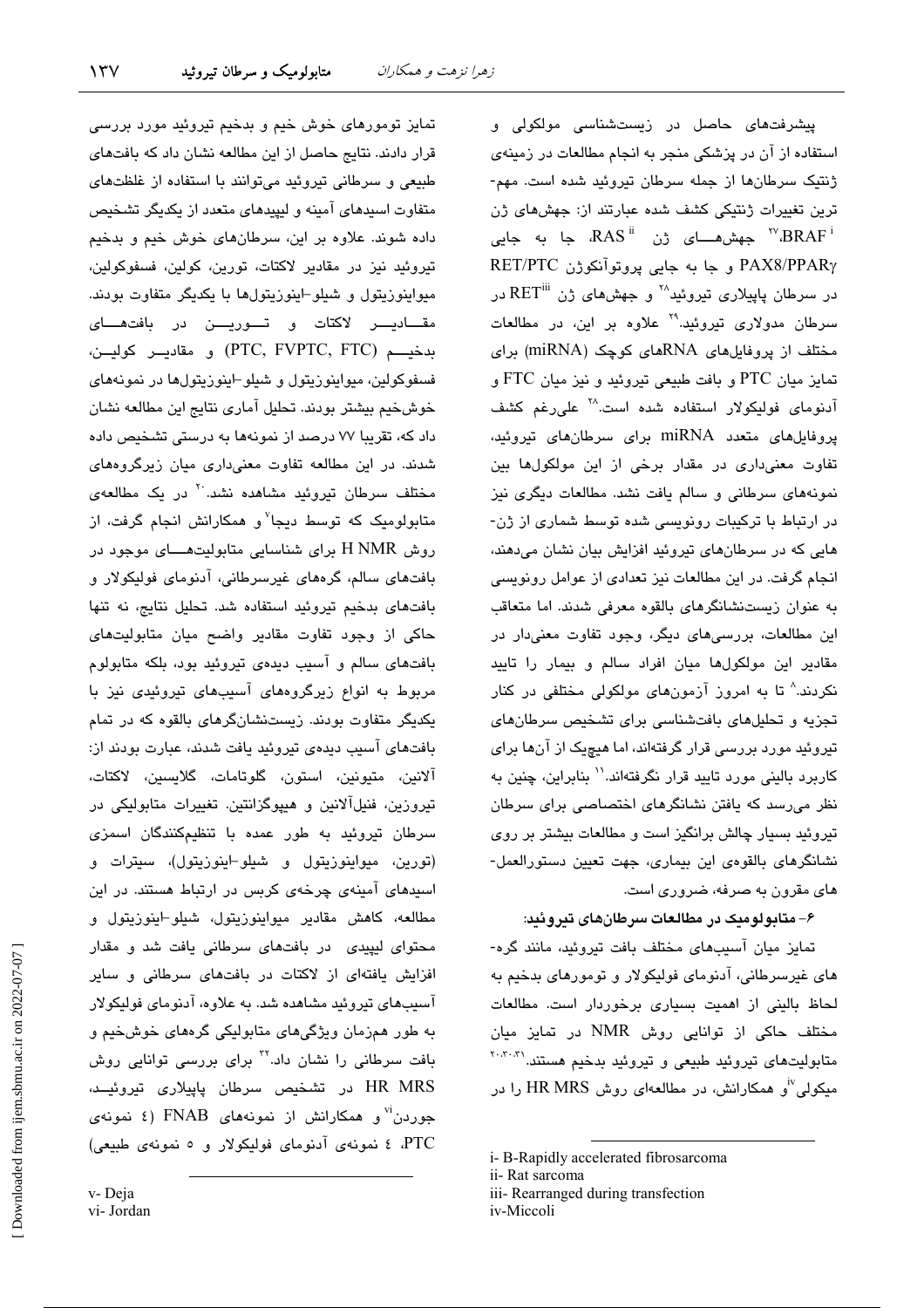پیشرفت‌های حاصل در زیست‌شناسی مولکولی و استفاده از آن در پزشکی منجر به انجام مطالعات در زمینه‌ی ژنتیک سرطان‌ها از جمله سرطان تیروئید شده است. مهم‌ترین تغییرات ژنتیکی کشف شده عبارتند از: جهش‌های ژن BRAF[i]،[۲۷] جهش‌های ژن RAS[ii]، جا به جایی RET/PTC و جا به جایی پروتوآنکوژن PAX8/PPARγ در سرطان پاپیلاری تیروئید[۲۸] و جهش‌های ژن RET[iii] در سرطان مدولاری تیروئید.[۲۹] علاوه بر این، در مطالعات مختلف از پروفایل‌های RNAهای کوچک (miRNA) برای تمایز میان PTC و بافت طبیعی تیروئید و نیز میان FTC و آدنومای فولیکولار استفاده شده است.[۲۸] علی‌رغم کشف پروفایل‌های متعدد miRNA برای سرطان‌های تیروئید، تفاوت معنی‌داری در مقدار برخی از این مولکول‌ها بین نمونه‌های سرطانی و سالم یافت نشد. مطالعات دیگری نیز در ارتباط با ترکیبات رونویسی شده توسط شماری از ژن‌هایی که در سرطان‌های تیروئید افزایش بیان نشان می‌دهند، انجام گرفت. در این مطالعات نیز تعدادی از عوامل رونویسی به عنوان زیست‌نشانگرهای بالقوه معرفی شدند. اما متعاقب این مطالعات، بررسی‌های دیگر، وجود تفاوت معنی‌دار در مقادیر این مولکول‌ها میان افراد سالم و بیمار را تایید نکردند.[۸] تا به امروز آزمون‌های مولکولی مختلفی در کنار تجزیه و تحلیل‌های بافت‌شناسی برای تشخیص سرطان‌های تیروئید مورد بررسی قرار گرفته‌اند، اما هیچیک از آن‌ها برای کاربرد بالینی مورد تایید قرار نگرفته‌اند.[۱۱] بنابراین، چنین به نظر می‌رسد که یافتن نشانگرهای اختصاصی برای سرطان تیروئید بسیار چالش برانگیز است و مطالعات بیشتر بر روی نشانگرهای بالقوه‌ی این بیماری، جهت تعیین دستورالعمل‌های مقرون به صرفه، ضروری است.

## ۶- متابولومیک در مطالعات سرطان‌های تیروئید:

تمایز میان آسیب‌های مختلف بافت تیروئید، مانند گره‌های غیرسرطانی، آدنومای فولیکولار و تومورهای بدخیم به لحاظ بالینی از اهمیت بسیاری برخوردار است. مطالعات مختلف حاکی از توانایی روش NMR در تمایز میان متابولیت‌های تیروئید طبیعی و تیروئید بدخیم هستند.[۲۰،۳۰،۳۱] میکولی[iv] و همکارانش، در مطالعه‌ای روش HR MRS را در تمایز تومورهای خوش خیم و بدخیم تیروئید مورد بررسی قرار دادند. نتایج حاصل از این مطالعه نشان داد که بافت‌های طبیعی و سرطانی تیروئید می‌توانند با استفاده از غلظت‌های متفاوت اسیدهای آمینه و لیپیدهای متعدد از یکدیگر تشخیص داده شوند. علاوه بر این، سرطان‌های خوش خیم و بدخیم تیروئید نیز در مقادیر لاکتات، تورین، کولین، فسفوکولین، میواینوزیتول و شیلو-اینوزیتول‌ها با یکدیگر متفاوت بودند. مقادیر لاکتات و تورین در بافت‌های بدخیم (PTC, FVPTC, FTC) و مقادیر کولین، فسفوکولین، میواینوزیتول و شیلو-اینوزیتول‌ها در نمونه‌های خوش‌خیم بیشتر بودند. تحلیل آماری نتایج این مطالعه نشان داد که، تقریبا ۷۷ درصد از نمونه‌ها به درستی تشخیص داده شدند. در این مطالعه تفاوت معنی‌داری میان زیرگروه‌های مختلف سرطان تیروئید مشاهده نشد.[۲۰] در یک مطالعه‌ی متابولومیک که توسط دیجا[v] و همکارانش انجام گرفت، از روش H NMR برای شناسایی متابولیت‌های موجود در بافت‌های سالم، گره‌های غیرسرطانی، آدنومای فولیکولار و بافت‌های بدخیم تیروئید استفاده شد. تحلیل نتایج، نه تنها حاکی از وجود تفاوت مقادیر واضح میان متابولیت‌های بافت‌های سالم و آسیب دیده‌ی تیروئید بود، بلکه متابولوم مربوط به انواع زیرگروه‌های آسیب‌های تیروئیدی نیز با یکدیگر متفاوت بودند. زیست‌نشانگرهای بالقوه که در تمام بافت‌های آسیب دیده‌ی تیروئید یافت شدند، عبارت بودند از: آلانین، متیونین، استون، گلوتامات، گلایسین، لاکتات، تیروزین، فنیل‌آلانین و هیپوگزانتین. تغییرات متابولیکی در سرطان تیروئید به طور عمده با تنظیم‌کنندگان اسمزی (تورین، میواینوزیتول و شیلو-اینوزیتول)، سیترات و اسیدهای آمینه‌ی چرخه‌ی کربس در ارتباط هستند. در این مطالعه، کاهش مقادیر میواینوزیتول، شیلو-اینوزیتول و محتوای لیپیدی در بافت‌های سرطانی یافت شد و مقدار افزایش یافته‌ای از لاکتات در بافت‌های سرطانی و سایر آسیب‌های تیروئید مشاهده شد. به علاوه، آدنومای فولیکولار به طور همزمان ویژگی‌های متابولیکی گره‌های خوش‌خیم و بافت سرطانی را نشان داد.[۳۲] برای بررسی توانایی روش HR MRS در تشخیص سرطان پاپیلاری تیروئید، جوردن[vi] و همکارانش از نمونه‌های FNAB (۴ نمونه‌ی PTC، ۴ نمونه‌ی آدنومای فولیکولار و ۵ نمونه‌ی طبیعی)

---

i- B-Rapidly accelerated fibrosarcoma
ii- Rat sarcoma
iii- Rearranged during transfection
iv-Miccoli
v- Deja
vi- Jordan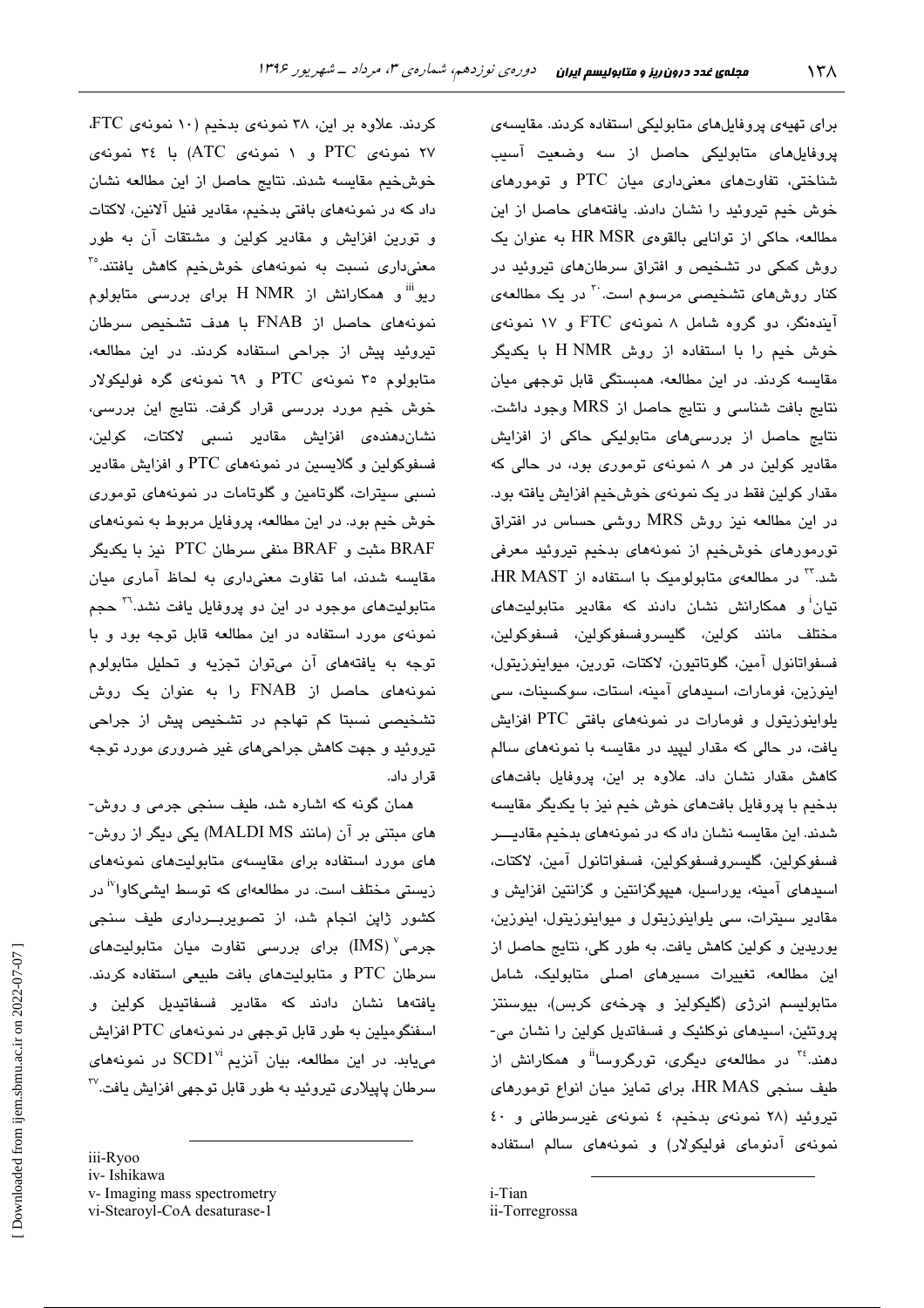برای تهیه‌ی پروفایل‌های متابولیکی متابولیکی استفاده کردند. مقایسه‌ی پروفایل‌های متابولیکی حاصل از سه وضعیت آسیب شناختی، تفاوت‌های معنی‌داری میان PTC و تومورهای خوش خیم تیروئید را نشان دادند. یافته‌های حاصل از این مطالعه، حاکی از توانایی بالقوه‌ی HR MSR به عنوان یک روش کمکی در تشخیص و افتراق سرطان‌های تیروئید در کنار روش‌های تشخیصی مرسوم است.[30] در یک مطالعه‌ی آینده‌نگر، دو گروه شامل ۸ نمونه‌ی FTC و ۱۷ نمونه‌ی خوش خیم را با استفاده از روش H NMR با یکدیگر مقایسه کردند. در این مطالعه، همبستگی قابل توجهی میان نتایج بافت شناسی و نتایج حاصل از MRS وجود داشت. نتایج حاصل از بررسی‌های متابولیکی حاکی از افزایش مقادیر کولین در هر ۸ نمونه‌ی توموری بود، در حالی که مقدار کولین فقط در یک نمونه‌ی خوش‌خیم افزایش یافته بود. در این مطالعه نیز روش MRS روشی حساس در افتراق تورمورهای خوش‌خیم از نمونه‌های بدخیم تیروئید معرفی شد.[32] در مطالعه‌ی متابولومیک با استفاده از HR MAST، تیان[i] و همکارانش نشان دادند که مقادیر متابولیت‌های مختلف مانند کولین، گلیسروفسفوکولین، فسفوکولین، فسفواتانول آمین، گلوتاتیون، لاکتات، تورین، میواینوزیتول، اینوزین، فومارات، اسیدهای آمینه، استات، سوکسینات، سی یلواینوزیتول و فومارات در نمونه‌های بافتی PTC افزایش یافت، در حالی که مقدار لیپید در مقایسه با نمونه‌های سالم کاهش مقدار نشان داد. علاوه بر این، پروفایل بافت‌های بدخیم با پروفایل بافت‌های خوش خیم نیز با یکدیگر مقایسه شدند. این مقایسه نشان داد که در نمونه‌های بدخیم مقادیر فسفوکولین، گلیسروفسفوکولین، فسفواتانول آمین، لاکتات، اسیدهای آمینه، یوراسیل، هیپوگزانتین و گزانتین افزایش و مقادیر سیترات، سی یلواینوزیتول و میواینوزیتول، اینوزین، یوریدین و کولین کاهش یافت. به طور کلی، نتایج حاصل از این مطالعه، تغییرات مسیرهای اصلی متابولیک، شامل متابولیسم انرژی (گلیکولیز و چرخه‌ی کربس)، بیوسنتز پروتئین، اسیدهای نوکلئیک و فسفاتیدیل کولین را نشان می‌دهند.[34] در مطالعه‌ی دیگری، تورگروسا[ii] و همکارانش از طیف سنجی HR MAS، برای تمایز میان انواع تومورهای تیروئید (۲۸ نمونه‌ی بدخیم، ۴ نمونه‌ی غیرسرطانی و ۴۰ نمونه‌ی آدنومای فولیکولار) و نمونه‌های سالم استفاده کردند. علاوه بر این، ۳۸ نمونه‌ی بدخیم (۱۰ نمونه‌ی FTC، ۲۷ نمونه‌ی PTC و ۱ نمونه‌ی ATC) با ۳۴ نمونه‌ی خوش‌خیم مقایسه شدند. نتایج حاصل از این مطالعه نشان داد که در نمونه‌های بافتی بدخیم، مقادیر فنیل آلانین، لاکتات و تورین افزایش و مقادیر کولین و مشتقات آن به طور معنی‌داری نسبت به نمونه‌های خوش‌خیم کاهش یافتند.[35] ریو[iii] و همکارانش از H NMR برای بررسی متابولوم نمونه‌های حاصل از FNAB با هدف تشخیص سرطان تیروئید پیش از جراحی استفاده کردند. در این مطالعه، متابولوم ۳۵ نمونه‌ی PTC و ۶۹ نمونه‌ی گره فولیکولار خوش خیم مورد بررسی قرار گرفت. نتایج این بررسی، نشان‌دهنده‌ی افزایش مقادیر نسبی لاکتات، کولین، فسفوکولین و گلایسین در نمونه‌های PTC و افزایش مقادیر نسبی سیترات، گلوتامین و گلوتامات در نمونه‌های توموری خوش خیم بود. در این مطالعه، پروفایل مربوط به نمونه‌های BRAF مثبت و BRAF منفی سرطان PTC نیز با یکدیگر مقایسه شدند، اما تفاوت معنی‌داری به لحاظ آماری میان متابولیت‌های موجود در این دو پروفایل یافت نشد.[36] حجم نمونه‌ی مورد استفاده در این مطالعه قابل توجه بود و با توجه به یافته‌های آن می‌توان تجزیه و تحلیل متابولوم نمونه‌های حاصل از FNAB را به عنوان یک روش تشخیصی نسبتا کم تهاجم در تشخیص پیش از جراحی تیروئید و جهت کاهش جراحی‌های غیر ضروری مورد توجه قرار داد.

همان گونه که اشاره شد، طیف سنجی جرمی و روش‌های مبتنی بر آن (مانند MALDI MS) یکی دیگر از روش‌های مورد استفاده برای مقایسه‌ی متابولیت‌های نمونه‌های زیستی مختلف است. در مطالعه‌ای که توسط ایشی‌کاوا[iv] در کشور ژاپن انجام شد، از تصویربرداری طیف سنجی جرمی[v] (IMS) برای بررسی تفاوت میان متابولیت‌های سرطان PTC و متابولیت‌های بافت طبیعی استفاده کردند. یافته‌ها نشان دادند که مقادیر فسفاتیدیل کولین و اسفنگومیلین به طور قابل توجهی در نمونه‌های PTC افزایش می‌یابد. در این مطالعه، بیان آنزیم SCD1[vi] در نمونه‌های سرطان پاپیلاری تیروئید به طور قابل توجهی افزایش یافت.[37]

---

i-Tian  
ii-Torregrossa  
iii-Ryoo  
iv- Ishikawa  
v- Imaging mass spectrometry  
vi-Stearoyl-CoA desaturase-1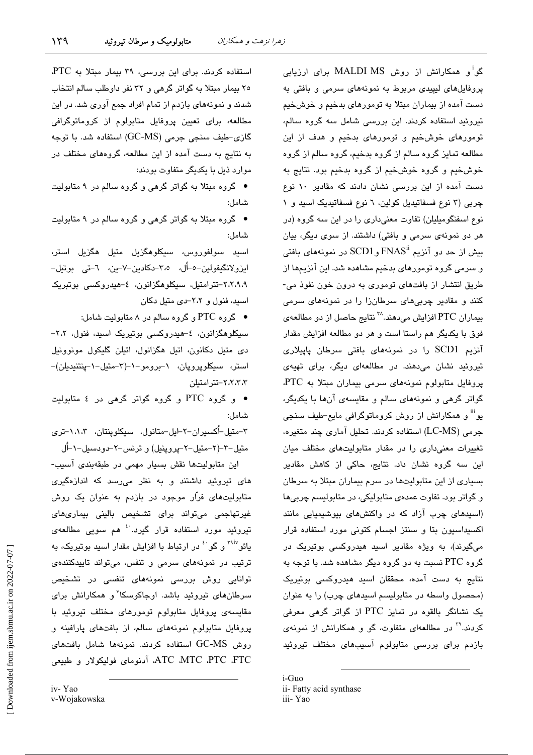گو[i] و همکارانش از روش MALDI MS برای ارزیابی پروفایل‌های لیپیدی مربوط به نمونه‌های سرمی و بافتی به دست آمده از بیماران مبتلا به تومورهای بدخیم و خوش‌خیم تیروئید استفاده کردند. این بررسی شامل سه گروه سالم، تومورهای خوش‌خیم و تومورهای بدخیم و هدف از این مطالعه تمایز گروه سالم از گروه بدخیم، گروه سالم از گروه خوش‌خیم و گروه خوش‌خیم از گروه بدخیم بود. نتایج به دست آمده از این بررسی نشان دادند که مقادیر ۱۰ نوع چربی (۳ نوع فسفاتیدیل کولین، ۶ نوع فسفاتیدیک اسید و ۱ نوع اسفنگومیلین) تفاوت معنی‌داری را در این سه گروه (در هر دو نمونه‌ی سرمی و بافتی) داشتند. از سوی دیگر، بیان بیش از حد دو آنزیم FNAS[ii] و SCD1 در نمونه‌های بافتی و سرمی گروه تومورهای بدخیم مشاهده شد. این آنزیم‌ها از طریق انتشار از بافت‌های توموری به درون خون نفوذ می‌کنند و مقادیر چربی‌های سرطان‌زا را در نمونه‌های سرمی بیماران PTC افزایش می‌دهند.[38] نتایج حاصل از دو مطالعه‌ی فوق با یکدیگر هم راستا است و هر دو مطالعه افزایش مقدار آنزیم SCD1 را در نمونه‌های بافتی سرطان پاپیلاری تیروئید نشان می‌دهند. در مطالعه‌ای دیگر، برای تهیه‌ی پروفایل متابولوم نمونه‌های سرمی بیماران مبتلا به PTC، گواتر گرهی و نمونه‌های سالم و مقایسه‌ی آن‌ها با یکدیگر، یو[iii] و همکارانش از روش کروماتوگرافی مایع-طیف سنجی جرمی (LC-MS) استفاده کردند. تحلیل آماری چند متغیره، تغییرات معنی‌داری را در مقدار متابولیت‌های مختلف میان این سه گروه نشان داد. نتایج، حاکی از کاهش مقادیر بسیاری از این متابولیت‌ها در سرم بیماران مبتلا به سرطان و گواتر بود. تفاوت عمده‌ی متابولیکی، در متابولیسم چربی‌ها (اسیدهای چرب آزاد که در واکنش‌های بیوشیمیایی مانند اکسیداسیون بتا و سنتز اجسام کتونی مورد استفاده قرار می‌گیرند)، به ویژه مقادیر اسید هیدروکسی بوتیریک در گروه PTC نسبت به دو گروه دیگر مشاهده شد. با توجه به نتایج به دست آمده، محققان اسید هیدروکسی بوتیریک (محصول واسطه در متابولیسم اسیدهای چرب) را به عنوان یک نشانگر بالقوه در تمایز PTC از گواتر گرهی معرفی کردند.[39] در مطالعه‌ای متفاوت، گو و همکارانش از نمونه‌ی بازدم برای بررسی متابولوم آسیب‌های مختلف تیروئید استفاده کردند. برای این بررسی، ۳۹ بیمار مبتلا به PTC، ۲۵ بیمار مبتلا به گواتر گرهی و ۳۲ نفر داوطلب سالم انتخاب شدند و نمونه‌های بازدم از تمام افراد جمع آوری شد. در این مطالعه، برای تعیین پروفایل متابولوم از کروماتوگرافی گازی-طیف سنجی جرمی (GC-MS) استفاده شد. با توجه به نتایج به دست آمده از این مطالعه، گروه‌های مختلف در موارد ذیل با یکدیگر متفاوت بودند:

- گروه مبتلا به گواتر گرهی و گروه سالم در ۹ متابولیت شامل:
- گروه مبتلا به گواتر گرهی و گروه سالم در ۹ متابولیت شامل:

اسید سولفوروس، سیکلوهگزیل متیل هگزیل استر، ایزولانگیفولین-۵-اُل، ۳،۵-دکادین-۷-ین، ۶-تی بوتیل-۲،۲،۹،۹-تترامتیل، سیکلوهگزانون، ۴-هیدروکسی بوتبریک اسید، فنول و ۲،۲-دی متیل دکان

- گروه PTC و گروه سالم در ۸ متابولیت شامل:

سیکلوهگزانون، ۴-هیدروکسی بوتیریک اسید، فنول، ۲،۲-دی متیل دکانون، اتیل هگزانول، اتیلن گلیکول مونووئیل استر، سیکلوپروپان، ۱-برومو-۱-(۳-متیل-۱-پنتنیدیلن)-۲،۲،۳،۳-تترامتیلن

- و گروه PTC و گروه گواتر گرهی در ۴ متابولیت شامل:

۳-متیل-اُکسیران-۲-ایل-متانول، سیکلوپنتان، ۱،۱،۳-تری متیل-۲-(۲-متیل-۲-پروپنیل) و ترنس-۲-دودسیل-۱-اُل

این متابولیت‌ها نقش بسیار مهمی در طبقه‌بندی آسیب‌های تیروئید داشتند و به نظر می‌رسد که اندازه‌گیری متابولیت‌های فرّار موجود در بازدم به عنوان یک روش غیرتهاجمی می‌تواند برای تشخیص بالینی بیماری‌های تیروئید مورد استفاده قرار گیرد.[40] هم سویی مطالعه‌ی یائو[39][iv] و گو[40] در ارتباط با افزایش مقدار اسید بوتیریک، به ترتیب در نمونه‌های سرمی و تنفس، می‌تواند تاییدکننده‌ی توانایی روش بررسی نمونه‌های تنفسی در تشخیص سرطان‌های تیروئید باشد. اوجاکوسکا[v] و همکارانش برای مقایسه‌ی پروفایل متابولوم تومورهای مختلف تیروئید با پروفایل متابولوم نمونه‌های سالم، از بافت‌های پارافینه و روش GC-MS استفاده کردند. نمونه‌ها شامل بافت‌های FTC، PTC، MTC، ATC، آدنومای فولیکولار و طبیعی

---

i-Guo
ii- Fatty acid synthase
iii- Yao
iv- Yao
v-Wojakowska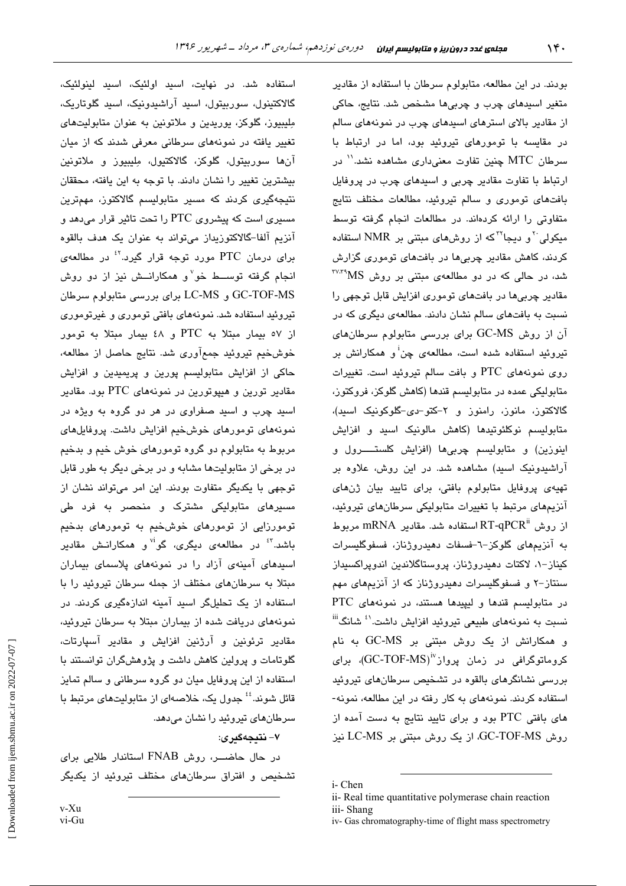بودند. در این مطالعه، متابولوم سرطان با استفاده از مقادیر متغیر اسیدهای چرب و چربی‌ها مشخص شد. نتایج، حاکی از مقادیر بالای استرهای اسیدهای چرب در نمونه‌های سالم در مقایسه با تومورهای تیروئید بود، اما در ارتباط با سرطان MTC چنین تفاوت معنی‌داری مشاهده نشد.[11] در ارتباط با تفاوت مقادیر چربی و اسیدهای چرب در پروفایل بافت‌های توموری و سالم تیروئید، مطالعات مختلف نتایج متفاوتی را ارائه کرده‌اند. در مطالعات انجام گرفته توسط میکولی[20] و دیجا[32] که از روش‌های مبتنی بر NMR استفاده کردند، کاهش مقادیر چربی‌ها در بافت‌های توموری گزارش شد، در حالی که در دو مطالعه‌ی مبتنی بر روش MS[37,39] مقادیر چربی‌ها در بافت‌های توموری افزایش قابل توجهی را نسبت به بافت‌های سالم نشان دادند. مطالعه‌ی دیگری که در آن از روش GC-MS برای بررسی متابولوم سرطان‌های تیروئید استفاده شده است، مطالعه‌ی چن[i] و همکارانش بر روی نمونه‌های PTC و بافت سالم تیروئید است. تغییرات متابولیکی عمده در متابولیسم قندها (کاهش گلوکز، فروکتوز، گالاکتوز، مانوز، رامنوز و ۲-کتو-دی-گلوکونیک اسید)، متابولیسم نوکلئوتیدها (کاهش مالونیک اسید و افزایش اینوزین) و متابولیسم چربی‌ها (افزایش کلسترول و آراشیدونیک اسید) مشاهده شد. در این روش، علاوه بر تهیه‌ی پروفایل متابولوم بافتی، برای تایید بیان ژن‌های آنزیم‌های مرتبط با تغییرات متابولیکی سرطان‌های تیروئید، از روش RT-qPCR[ii] استفاده شد. مقادیر mRNA مربوط به آنزیم‌های گلوکز-۶-فسفات دهیدروژناز، فسفوگلیسرات کیناز-۱، لاکتات دهیدروژناز، پروستاگلاندین اندوپراکسیداز سنتاز-۲ و فسفوگلیسرات دهیدروژناز که از آنزیم‌های مهم در متابولیسم قندها و لیپیدها هستند، در نمونه‌های PTC نسبت به نمونه‌های طبیعی تیروئید افزایش داشت.[41] شانگ[iii] و همکارانش از یک روش مبتنی بر GC-MS به نام کروماتوگرافی در زمان پرواز(GC-TOF-MS)[iv]، برای بررسی نشانگرهای بالقوه در تشخیص سرطان‌های تیروئید استفاده کردند. نمونه‌های به کار رفته در این مطالعه، نمونه‌های بافتی PTC بود و برای تایید نتایج به دست آمده از روش GC-TOF-MS، از یک روش مبتنی بر LC-MS نیز استفاده شد. در نهایت، اسید اولئیک، اسید لینولئیک، گالاکتینول، سوربیتول، اسید آراشیدونیک، اسید گلوتاریک، مِلیبیوز، گلوکز، یوریدین و ملاتونین به عنوان متابولیت‌های تغییر یافته در نمونه‌های سرطانی معرفی شدند که از میان آن‌ها سوربیتول، گلوکز، گالاکتیول، مِلیبیوز و ملاتونین بیشترین تغییر را نشان دادند. با توجه به این یافته، محققان نتیجه‌گیری کردند که مسیر متابولیسم گالاکتوز، مهم‌ترین مسیری است که پیشروی PTC را تحت تاثیر قرار می‌دهد و آنزیم آلفا-گالاکتوزیداز می‌تواند به عنوان یک هدف بالقوه برای درمان PTC مورد توجه قرار گیرد.[42] در مطالعه‌ی انجام گرفته توسط خو[v] و همکارانش نیز از دو روش GC-TOF-MS و LC-MS برای بررسی متابولوم سرطان تیروئید استفاده شد. نمونه‌های بافتی توموری و غیرتوموری از ۵۷ بیمار مبتلا به PTC و ۴۸ بیمار مبتلا به تومور خوش‌خیم تیروئید جمع‌آوری شد. نتایج حاصل از مطالعه، حاکی از افزایش متابولیسم پورین و پریمیدین و افزایش مقادیر تورین و هیپوتورین در نمونه‌های PTC بود. مقادیر اسید چرب و اسید صفراوی در هر دو گروه به ویژه در نمونه‌های تومورهای خوش‌خیم افزایش داشت. پروفایل‌های مربوط به متابولوم دو گروه تومورهای خوش خیم و بدخیم در برخی از متابولیت‌ها مشابه و در برخی دیگر به طور قابل توجهی با یکدیگر متفاوت بودند. این امر می‌تواند نشان از مسیرهای متابولیکی مشترک و منحصر به فرد طی تومورزایی از تومورهای خوش‌خیم به تومورهای بدخیم باشد.[43] در مطالعه‌ی دیگری، گو[vi] و همکارانش مقادیر اسیدهای آمینه‌ی آزاد را در نمونه‌های پلاسمای بیماران مبتلا به سرطان‌های مختلف از جمله سرطان تیروئید را با استفاده از یک تحلیلگر اسید آمینه اندازه‌گیری کردند. در نمونه‌های دریافت شده از بیماران مبتلا به سرطان تیروئید، مقادیر ترئونین و آرژنین افزایش و مقادیر آسپارتات، گلوتامات و پرولین کاهش داشت و پژوهشگران توانستند با استفاده از این پروفایل میان دو گروه سرطانی و سالم تمایز قائل شوند.[44] جدول یک، خلاصه‌ای از متابولیت‌های مرتبط با سرطان‌های تیروئید را نشان می‌دهد.

## ۷- نتیجه‌گیری:

در حال حاضر، روش FNAB استاندارد طلایی برای تشخیص و افتراق سرطان‌های مختلف تیروئید از یکدیگر

---

i- Chen

ii- Real time quantitative polymerase chain reaction

iii- Shang

iv- Gas chromatography-time of flight mass spectrometry

v-Xu

vi-Gu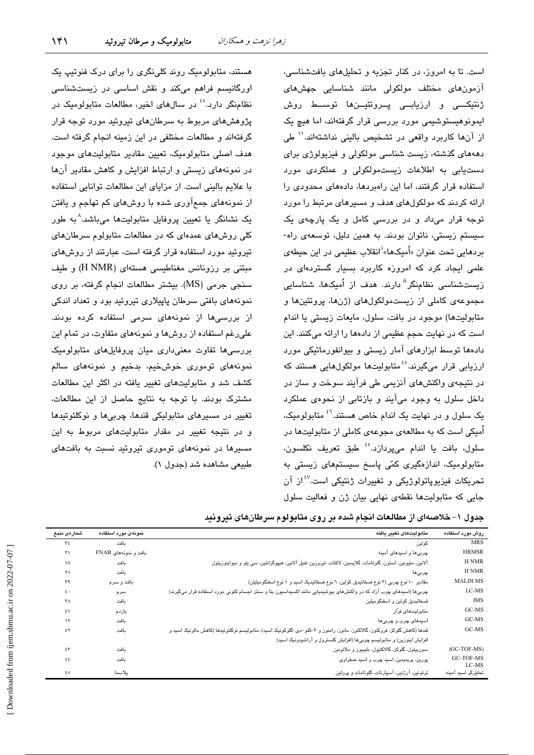است. تا به امروز، در کنار تجزیه و تحلیل‌های بافت‌شناسی، آزمون‌های مختلف مولکولی مانند شناسایی جهش‌های ژنتیکی و ارزیابی پروتئین‌ها توسط روش ایمونوهیستوشیمی مورد بررسی قرار گرفته‌اند، اما هیچ یک از آن‌ها کاربرد واقعی در تشخیص بالینی نداشته‌اند.[11] طی دهه‌های گذشته، زیست شناسی مولکولی و فیزیولوژی برای دست‌یابی به اطلاعات زیست‌مولکولی و عملکردی مورد استفاده قرار گرفتند، اما این راهبردها، داده‌های محدودی را ارائه کردند که مولکول‌های هدف و مسیرهای مرتبط را مورد توجه قرار می‌داد و در بررسی کامل و یک پارچه‌ی یک سیستم زیستی، ناتوان بودند. به همین دلیل، توسعه‌ی راه‌بردهایی تحت عنوان «اُمیک‌ها»[i] انقلاب عظیمی در این حیطه‌ی علمی ایجاد کرد که امروزه کاربرد بسیار گسترده‌ای در زیست‌شناسی نظام‌نگر[ii] دارند. هدف از اُمیک‌ها، شناسایی مجموعه‌ی کاملی از زیست‌مولکول‌های (ژن‌ها، پروتئین‌ها و متابولیت‌ها) موجود در بافت، سلول، مایعات زیستی یا اندام است که در نهایت حجم عظیمی از داده‌ها را ارائه می‌کنند. این داده‌ها توسط ابزارهای آمار زیستی و بیوانفورماتیکی مورد ارزیابی قرار می‌گیرند.[43] متابولیت‌ها مولکول‌هایی هستند که در نتیجه‌ی واکنش‌های آنزیمی طی فرآیند سوخت و ساز در داخل سلول به وجود می‌آیند و بازتابی از نحوه‌ی عملکرد یک سلول و در نهایت یک اندام خاص هستند.[46] متابولومیک، اُمیکی است که به مطالعه‌ی مجوعه‌ی کاملی از متابولیت‌ها در سلول، بافت یا اندام می‌پردازد.[45] طبق تعریف نکلسون، متابولومیک، اندازه‌گیری کمّی پاسخ سیستم‌های زیستی به تحریکات فیزیوپاتولوژیکی و تغییرات ژنتیکی است.[47] از آن جایی که متابولیت‌ها نقطه‌ی نهایی بیان ژن و فعالیت سلول هستند، متابولومیک روند کلی‌نگری را برای درک فنوتیپ یک اورگانیسم فراهم می‌کند و نقش اساسی در زیست‌شناسی نظام‌نگر دارد.[44] در سال‌های اخیر، مطالعات متابولومیک در پژوهش‌های مربوط به سرطان‌های تیروئید مورد توجه قرار گرفته‌اند و مطالعات مختلفی در این زمینه انجام گرفته است. هدف اصلی متابولومیک، تعیین مقادیر متابولیت‌های موجود در نمونه‌های زیستی و ارتباط افزایش و کاهش مقادیر آن‌ها با علایم بالینی است. از مزایای این مطالعات توانایی استفاده از نمونه‌های جمع‌آوری شده با روش‌های کم تهاجم و یافتن یک نشانگر یا تعیین پروفایل متابولیت‌ها می‌باشد.[8] به طور کلی روش‌های عمده‌ای که در مطالعات متابولوم سرطان‌های تیروئید مورد استفاده قرار گرفته است، عبارتند از روش‌های مبتنی بر رزونانس مغناطیسی هسته‌ای (H NMR) و طیف سنجی جرمی (MS). بیشتر مطالعات انجام گرفته، بر روی نمونه‌های بافتی سرطان پاپیلاری تیروئید بود و تعداد اندکی از بررسی‌ها از نمونه‌های سرمی استفاده کرده بودند. علی‌رغم استفاده از روش‌ها و نمونه‌های متفاوت، در تمام این بررسی‌ها تفاوت معنی‌داری میان پروفایل‌های متابولومیک نمونه‌های توموری خوش‌خیم، بدخیم و نمونه‌های سالم کشف شد و متابولیت‌های تغییر یافته در اکثر این مطالعات مشترک بودند. با توجه به نتایج حاصل از این مطالعات، تغییر در مسیرهای متابولیکی قندها، چربی‌ها و نوکلئوتیدها و در نتیجه تغییر در مقدار متابولیت‌های مربوط به این مسیرها در نمونه‌های توموری تیروئید نسبت به بافت‌های طبیعی مشاهده شد (جدول ۱).

**جدول ۱- خلاصه‌ای از مطالعات انجام شده بر روی متابولوم سرطان‌های تیروئید**

| روش مورد استفاده | متابولیت‌های تغییر یافته | نمونه‌ی مورد استفاده | شماره‌ی منبع |
|---|---|---|---|
| MRS | کولین | بافت | ۳۴ |
| HRMSR | چربی‌ها و اسیدهای آمینه | بافت و نمونه‌های FNAB | ۳۱ |
| H NMR | آلانین، متیونین، استون، گلوتامات، گلایسین، لاکتات، تیروزین، فنیل آلانین، هیپوگزانتین، سی یلو و میواینوزیتول | بافت | ۱۸ |
| H NMR | چربی‌ها | بافت | ۲۱ |
| MALDI MS | مقادیر ۱۰ نوع چربی (۳ نوع فسفاتیدیل کولین، ٦ نوع فسفاتیدیک اسید و ۱ نوع اسفنگومیلین) | بافت و سرم | ۳۹ |
| LC-MS | چربی‌ها (اسیدهای چرب آزاد که در واکنش‌های بیوشیمیایی مانند اکسیداسیون بتا و سنتز اجسام کتونی مورد استفاده قرار می‌گیرند) | سرم | ٤۰ |
| IMS | فسفاتیدیل کولین و اسفنگومیلین | بافت | ۳۸ |
| GC-MS | متابولیت‌های فرّار | بازدم | ٤۱ |
| GC-MS | اسیدهای چرب و چربی‌ها | بافت | ۱۲ |
| GC-MS | قندها (کاهش گلوکز، فروکتوز، گالاکتوز، مانوز، رامنوز و ۲-کتو-دی-گلوکونیک اسید)، متابولیسم نوکلئوتیدها (کاهش مالونیک اسید و افزایش اینوزین) و متابولیسم چربی‌ها (افزایش کلسترول و آراشیدونیک اسید) | بافت | ٤۲ |
| (GC-TOF-MS) | سوربیتول، گلوکز، گالاکتیول، ملیبیوز و ملاتونین | بافت | ٤۳ |
| GC-TOF-MS LC-MS | پورین، پریمیدین، اسید چرب و اسید صفراوی | بافت | ٤٤ |
| تحلیلگر اسید آمینه | ترئونین، آرژنین، آسپارتات، گلوتامات و پرولین | پلاسما | ٤٥ |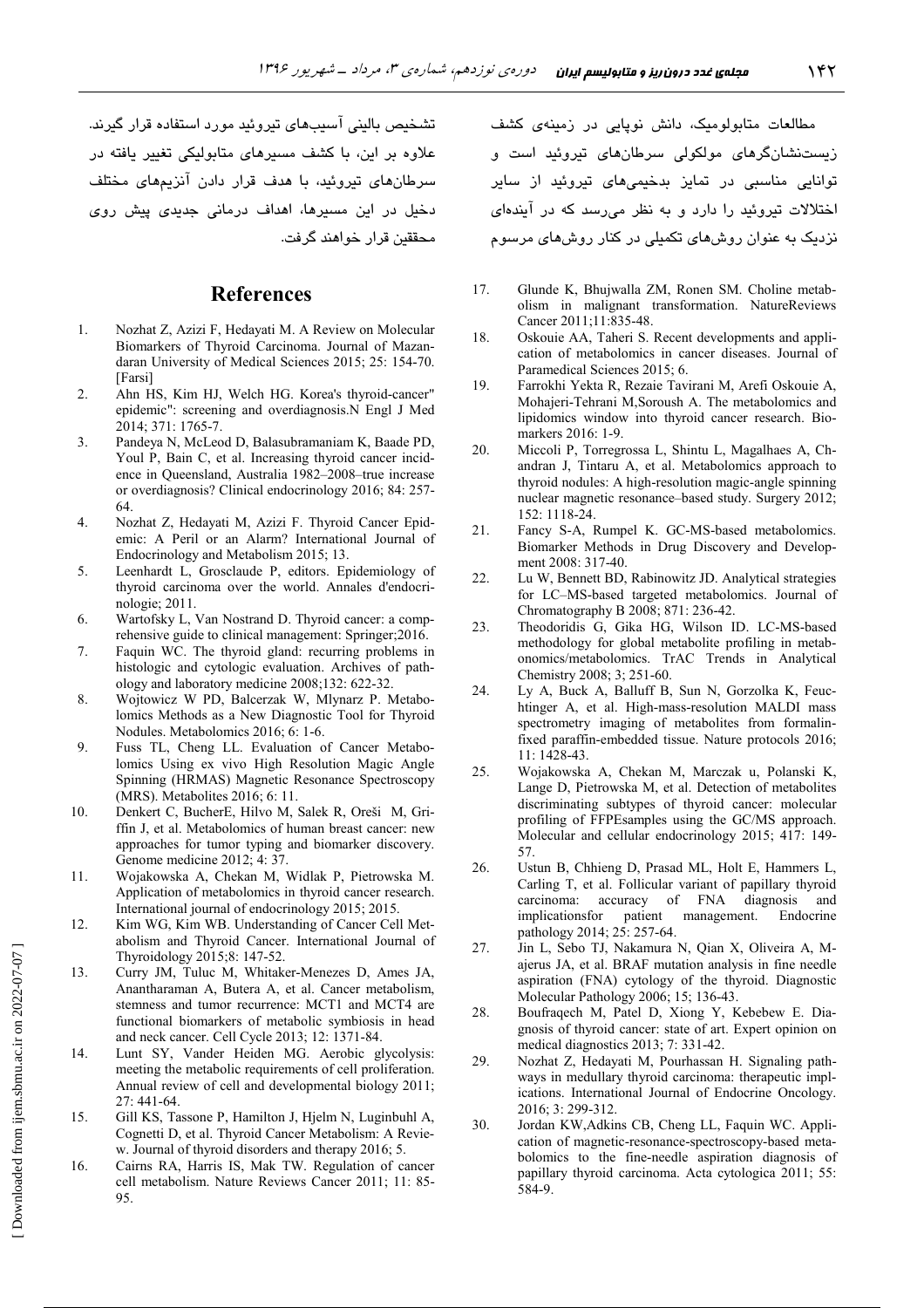مطالعات متابولومیک، دانش نوپایی در زمینه‌ی کشف زیست‌نشان‌گرهای مولکولی سرطان‌های تیروئید است و توانایی مناسبی در تمایز بدخیمی‌های تیروئید از سایر اختلالات تیروئید را دارد و به نظر می‌رسد که در آینده‌ای نزدیک به عنوان روش‌های تکمیلی در کنار روش‌های مرسوم تشخیص بالینی آسیب‌های تیروئید مورد استفاده قرار گیرند. علاوه بر این، با کشف مسیرهای متابولیکی تغییر یافته در سرطان‌های تیروئید، با هدف قرار دادن آنزیم‌های مختلف دخیل در این مسیرها، اهداف درمانی جدیدی پیش روی محققین قرار خواهند گرفت.

## References

1. Nozhat Z, Azizi F, Hedayati M. A Review on Molecular Biomarkers of Thyroid Carcinoma. Journal of Mazandaran University of Medical Sciences 2015; 25: 154-70. [Farsi]
2. Ahn HS, Kim HJ, Welch HG. Korea's thyroid-cancer" epidemic": screening and overdiagnosis.N Engl J Med 2014; 371: 1765-7.
3. Pandeya N, McLeod D, Balasubramaniam K, Baade PD, Youl P, Bain C, et al. Increasing thyroid cancer incidence in Queensland, Australia 1982–2008–true increase or overdiagnosis? Clinical endocrinology 2016; 84: 257-64.
4. Nozhat Z, Hedayati M, Azizi F. Thyroid Cancer Epidemic: A Peril or an Alarm? International Journal of Endocrinology and Metabolism 2015; 13.
5. Leenhardt L, Grosclaude P, editors. Epidemiology of thyroid carcinoma over the world. Annales d'endocrinologie; 2011.
6. Wartofsky L, Van Nostrand D. Thyroid cancer: a comprehensive guide to clinical management: Springer;2016.
7. Faquin WC. The thyroid gland: recurring problems in histologic and cytologic evaluation. Archives of pathology and laboratory medicine 2008;132: 622-32.
8. Wojtowicz W PD, Balcerzak W, Mlynarz P. Metabolomics Methods as a New Diagnostic Tool for Thyroid Nodules. Metabolomics 2016; 6: 1-6.
9. Fuss TL, Cheng LL. Evaluation of Cancer Metabolomics Using ex vivo High Resolution Magic Angle Spinning (HRMAS) Magnetic Resonance Spectroscopy (MRS). Metabolites 2016; 6: 11.
10. Denkert C, BucherE, Hilvo M, Salek R, Oreši M, Griffin J, et al. Metabolomics of human breast cancer: new approaches for tumor typing and biomarker discovery. Genome medicine 2012; 4: 37.
11. Wojakowska A, Chekan M, Widlak P, Pietrowska M. Application of metabolomics in thyroid cancer research. International journal of endocrinology 2015; 2015.
12. Kim WG, Kim WB. Understanding of Cancer Cell Metabolism and Thyroid Cancer. International Journal of Thyroidology 2015;8: 147-52.
13. Curry JM, Tuluc M, Whitaker-Menezes D, Ames JA, Anantharaman A, Butera A, et al. Cancer metabolism, stemness and tumor recurrence: MCT1 and MCT4 are functional biomarkers of metabolic symbiosis in head and neck cancer. Cell Cycle 2013; 12: 1371-84.
14. Lunt SY, Vander Heiden MG. Aerobic glycolysis: meeting the metabolic requirements of cell proliferation. Annual review of cell and developmental biology 2011; 27: 441-64.
15. Gill KS, Tassone P, Hamilton J, Hjelm N, Luginbuhl A, Cognetti D, et al. Thyroid Cancer Metabolism: A Review. Journal of thyroid disorders and therapy 2016; 5.
16. Cairns RA, Harris IS, Mak TW. Regulation of cancer cell metabolism. Nature Reviews Cancer 2011; 11: 85-95.
17. Glunde K, Bhujwalla ZM, Ronen SM. Choline metabolism in malignant transformation. NatureReviews Cancer 2011;11:835-48.
18. Oskouie AA, Taheri S. Recent developments and application of metabolomics in cancer diseases. Journal of Paramedical Sciences 2015; 6.
19. Farrokhi Yekta R, Rezaie Tavirani M, Arefi Oskouie A, Mohajeri-Tehrani M,Soroush A. The metabolomics and lipidomics window into thyroid cancer research. Biomarkers 2016: 1-9.
20. Miccoli P, Torregrossa L, Shintu L, Magalhaes A, Chandran J, Tintaru A, et al. Metabolomics approach to thyroid nodules: A high-resolution magic-angle spinning nuclear magnetic resonance–based study. Surgery 2012; 152: 1118-24.
21. Fancy S-A, Rumpel K. GC-MS-based metabolomics. Biomarker Methods in Drug Discovery and Development 2008: 317-40.
22. Lu W, Bennett BD, Rabinowitz JD. Analytical strategies for LC–MS-based targeted metabolomics. Journal of Chromatography B 2008; 871: 236-42.
23. Theodoridis G, Gika HG, Wilson ID. LC-MS-based methodology for global metabolite profiling in metabonomics/metabolomics. TrAC Trends in Analytical Chemistry 2008; 3; 251-60.
24. Ly A, Buck A, Balluff B, Sun N, Gorzolka K, Feuchtinger A, et al. High-mass-resolution MALDI mass spectrometry imaging of metabolites from formalin-fixed paraffin-embedded tissue. Nature protocols 2016; 11: 1428-43.
25. Wojakowska A, Chekan M, Marczak u, Polanski K, Lange D, Pietrowska M, et al. Detection of metabolites discriminating subtypes of thyroid cancer: molecular profiling of FFPEsamples using the GC/MS approach. Molecular and cellular endocrinology 2015; 417: 149-57.
26. Ustun B, Chhieng D, Prasad ML, Holt E, Hammers L, Carling T, et al. Follicular variant of papillary thyroid carcinoma: accuracy of FNA diagnosis and implicationsfor patient management. Endocrine pathology 2014; 25: 257-64.
27. Jin L, Sebo TJ, Nakamura N, Qian X, Oliveira A, Majerus JA, et al. BRAF mutation analysis in fine needle aspiration (FNA) cytology of the thyroid. Diagnostic Molecular Pathology 2006; 15; 136-43.
28. Boufraqech M, Patel D, Xiong Y, Kebebew E. Diagnosis of thyroid cancer: state of art. Expert opinion on medical diagnostics 2013; 7: 331-42.
29. Nozhat Z, Hedayati M, Pourhassan H. Signaling pathways in medullary thyroid carcinoma: therapeutic implications. International Journal of Endocrine Oncology. 2016; 3: 299-312.
30. Jordan KW,Adkins CB, Cheng LL, Faquin WC. Application of magnetic-resonance-spectroscopy-based metabolomics to the fine-needle aspiration diagnosis of papillary thyroid carcinoma. Acta cytologica 2011; 55: 584-9.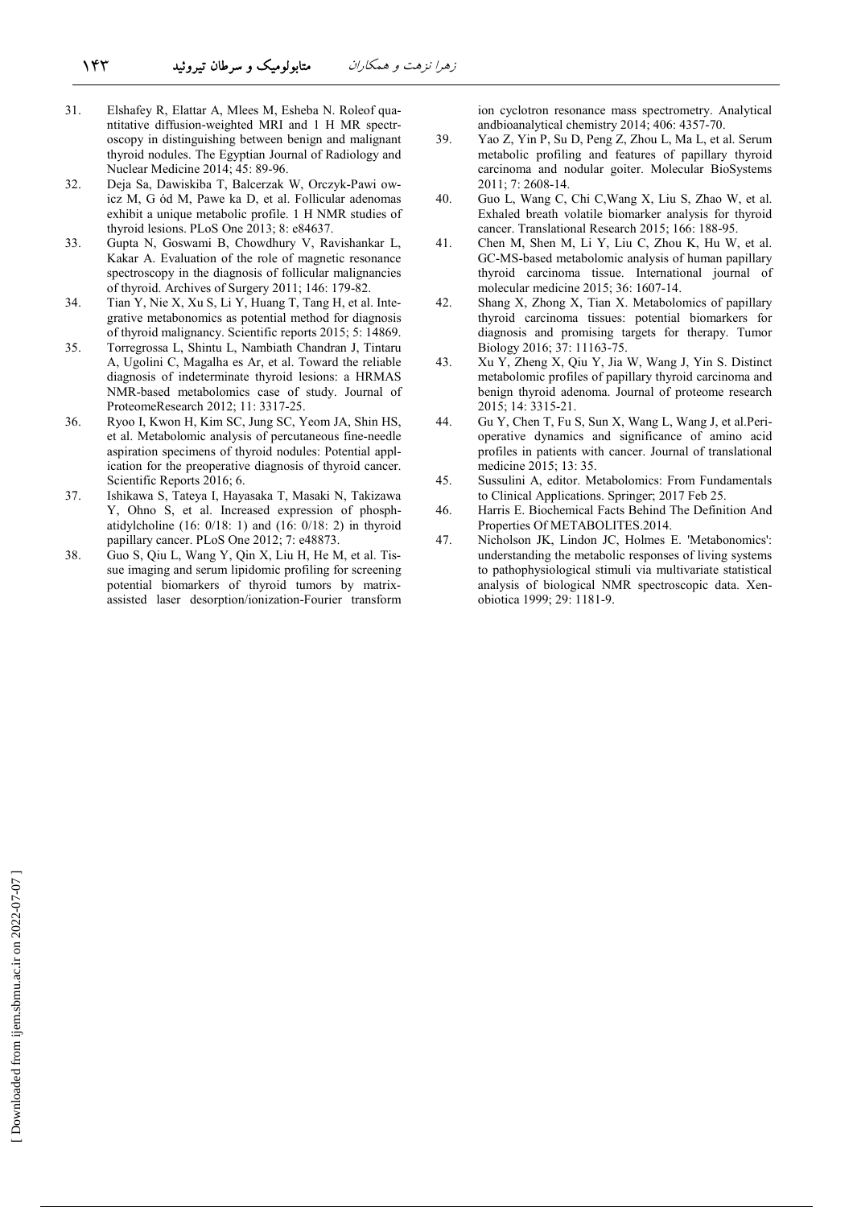31. Elshafey R, Elattar A, Mlees M, Esheba N. Roleof quantitative diffusion-weighted MRI and 1 H MR spectroscopy in distinguishing between benign and malignant thyroid nodules. The Egyptian Journal of Radiology and Nuclear Medicine 2014; 45: 89-96.
32. Deja Sa, Dawiskiba T, Balcerzak W, Orczyk-Pawi owicz M, G ód M, Pawe ka D, et al. Follicular adenomas exhibit a unique metabolic profile. 1 H NMR studies of thyroid lesions. PLoS One 2013; 8: e84637.
33. Gupta N, Goswami B, Chowdhury V, Ravishankar L, Kakar A. Evaluation of the role of magnetic resonance spectroscopy in the diagnosis of follicular malignancies of thyroid. Archives of Surgery 2011; 146: 179-82.
34. Tian Y, Nie X, Xu S, Li Y, Huang T, Tang H, et al. Integrative metabonomics as potential method for diagnosis of thyroid malignancy. Scientific reports 2015; 5: 14869.
35. Torregrossa L, Shintu L, Nambiath Chandran J, Tintaru A, Ugolini C, Magalha es Ar, et al. Toward the reliable diagnosis of indeterminate thyroid lesions: a HRMAS NMR-based metabolomics case of study. Journal of ProteomeResearch 2012; 11: 3317-25.
36. Ryoo I, Kwon H, Kim SC, Jung SC, Yeom JA, Shin HS, et al. Metabolomic analysis of percutaneous fine-needle aspiration specimens of thyroid nodules: Potential application for the preoperative diagnosis of thyroid cancer. Scientific Reports 2016; 6.
37. Ishikawa S, Tateya I, Hayasaka T, Masaki N, Takizawa Y, Ohno S, et al. Increased expression of phosphatidylcholine (16: 0/18: 1) and (16: 0/18: 2) in thyroid papillary cancer. PLoS One 2012; 7: e48873.
38. Guo S, Qiu L, Wang Y, Qin X, Liu H, He M, et al. Tissue imaging and serum lipidomic profiling for screening potential biomarkers of thyroid tumors by matrix-assisted laser desorption/ionization-Fourier transform ion cyclotron resonance mass spectrometry. Analytical andbioanalytical chemistry 2014; 406: 4357-70.
39. Yao Z, Yin P, Su D, Peng Z, Zhou L, Ma L, et al. Serum metabolic profiling and features of papillary thyroid carcinoma and nodular goiter. Molecular BioSystems 2011; 7: 2608-14.
40. Guo L, Wang C, Chi C,Wang X, Liu S, Zhao W, et al. Exhaled breath volatile biomarker analysis for thyroid cancer. Translational Research 2015; 166: 188-95.
41. Chen M, Shen M, Li Y, Liu C, Zhou K, Hu W, et al. GC-MS-based metabolomic analysis of human papillary thyroid carcinoma tissue. International journal of molecular medicine 2015; 36: 1607-14.
42. Shang X, Zhong X, Tian X. Metabolomics of papillary thyroid carcinoma tissues: potential biomarkers for diagnosis and promising targets for therapy. Tumor Biology 2016; 37: 11163-75.
43. Xu Y, Zheng X, Qiu Y, Jia W, Wang J, Yin S. Distinct metabolomic profiles of papillary thyroid carcinoma and benign thyroid adenoma. Journal of proteome research 2015; 14: 3315-21.
44. Gu Y, Chen T, Fu S, Sun X, Wang L, Wang J, et al.Perioperative dynamics and significance of amino acid profiles in patients with cancer. Journal of translational medicine 2015; 13: 35.
45. Sussulini A, editor. Metabolomics: From Fundamentals to Clinical Applications. Springer; 2017 Feb 25.
46. Harris E. Biochemical Facts Behind The Definition And Properties Of METABOLITES.2014.
47. Nicholson JK, Lindon JC, Holmes E. 'Metabonomics': understanding the metabolic responses of living systems to pathophysiological stimuli via multivariate statistical analysis of biological NMR spectroscopic data. Xenobiotica 1999; 29: 1181-9.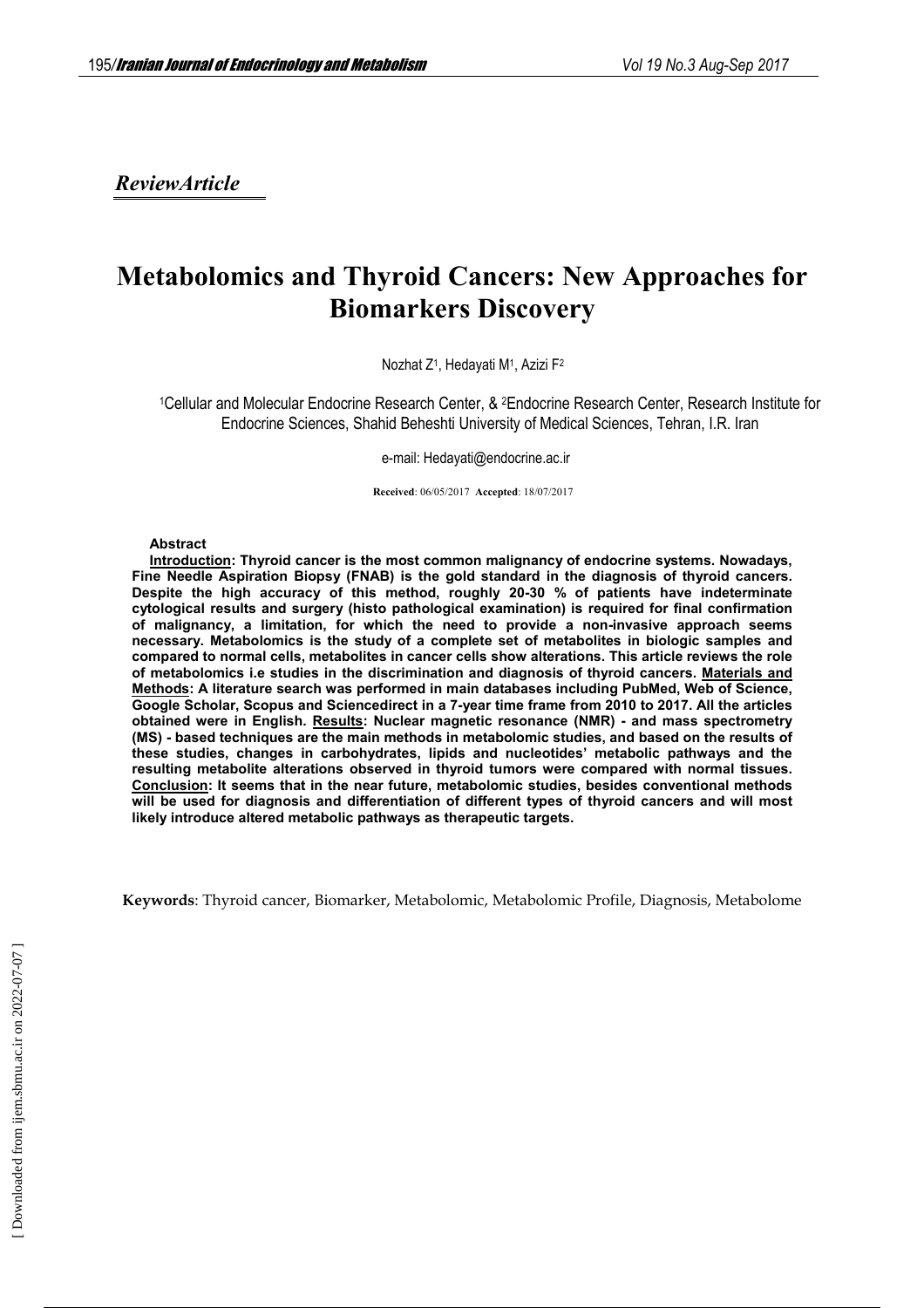*ReviewArticle*

# Metabolomics and Thyroid Cancers: New Approaches for Biomarkers Discovery

Nozhat Z[1], Hedayati M[1], Azizi F[2]

[1]Cellular and Molecular Endocrine Research Center, & [2]Endocrine Research Center, Research Institute for Endocrine Sciences, Shahid Beheshti University of Medical Sciences, Tehran, I.R. Iran

e-mail: Hedayati@endocrine.ac.ir

**Received**: 06/05/2017 **Accepted**: 18/07/2017

**Abstract**

**Introduction: Thyroid cancer is the most common malignancy of endocrine systems. Nowadays, Fine Needle Aspiration Biopsy (FNAB) is the gold standard in the diagnosis of thyroid cancers. Despite the high accuracy of this method, roughly 20-30 % of patients have indeterminate cytological results and surgery (histo pathological examination) is required for final confirmation of malignancy, a limitation, for which the need to provide a non-invasive approach seems necessary. Metabolomics is the study of a complete set of metabolites in biologic samples and compared to normal cells, metabolites in cancer cells show alterations. This article reviews the role of metabolomics i.e studies in the discrimination and diagnosis of thyroid cancers. Materials and Methods: A literature search was performed in main databases including PubMed, Web of Science, Google Scholar, Scopus and Sciencedirect in a 7-year time frame from 2010 to 2017. All the articles obtained were in English. Results: Nuclear magnetic resonance (NMR) - and mass spectrometry (MS) - based techniques are the main methods in metabolomic studies, and based on the results of these studies, changes in carbohydrates, lipids and nucleotides' metabolic pathways and the resulting metabolite alterations observed in thyroid tumors were compared with normal tissues. Conclusion: It seems that in the near future, metabolomic studies, besides conventional methods will be used for diagnosis and differentiation of different types of thyroid cancers and will most likely introduce altered metabolic pathways as therapeutic targets.**

**Keywords**: Thyroid cancer, Biomarker, Metabolomic, Metabolomic Profile, Diagnosis, Metabolome